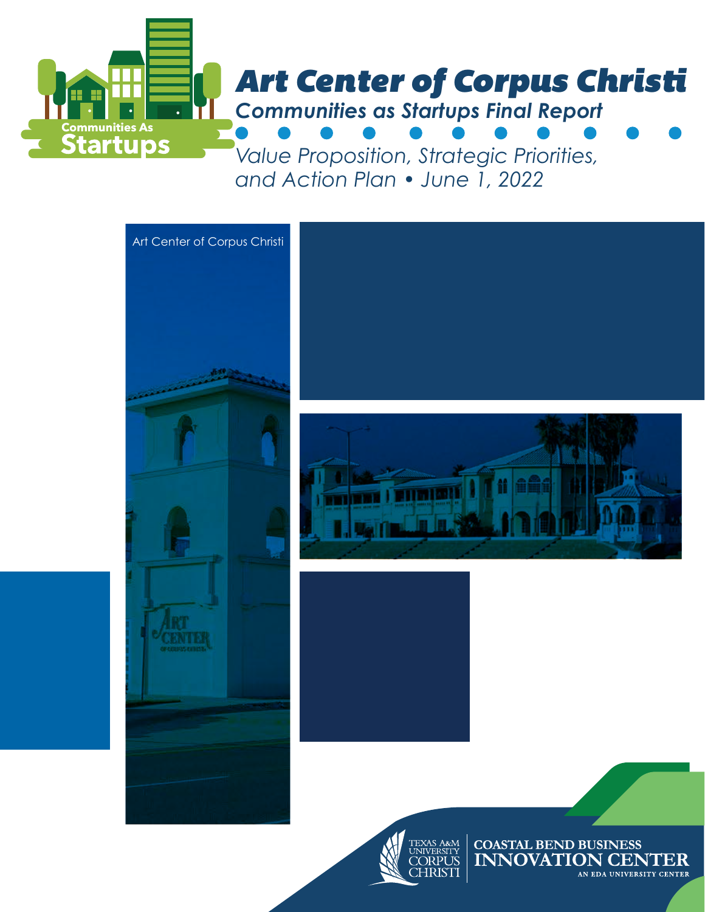# Art Center of Corpus Christi

## Communities as Startups Final Report

*Value Proposition, Strategic Priorities, and Action Plan • June 1, 2022*

Communities As Startups

Art Center of Corpus Christi

Texas A&M University Corpus Christi

Coastal Bend Business Innovation Center

An EDA University Center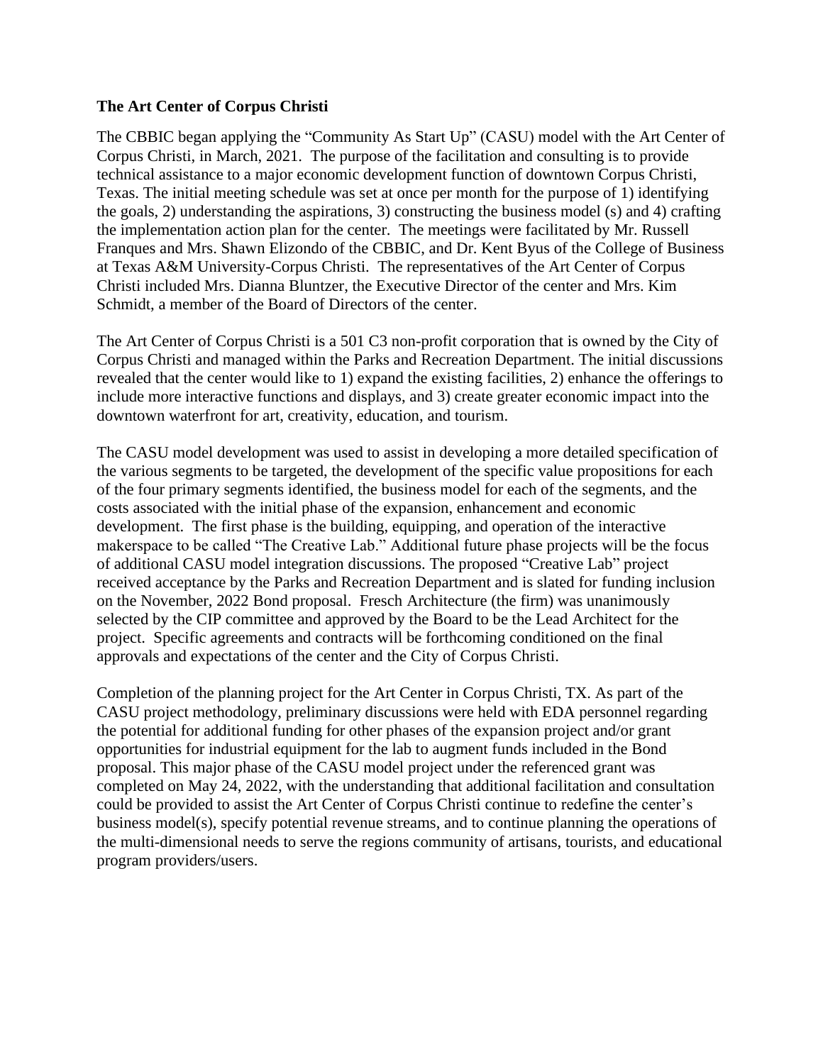**The Art Center of Corpus Christi**

The CBBIC began applying the "Community As Start Up" (CASU) model with the Art Center of Corpus Christi, in March, 2021. The purpose of the facilitation and consulting is to provide technical assistance to a major economic development function of downtown Corpus Christi, Texas. The initial meeting schedule was set at once per month for the purpose of 1) identifying the goals, 2) understanding the aspirations, 3) constructing the business model (s) and 4) crafting the implementation action plan for the center. The meetings were facilitated by Mr. Russell Franques and Mrs. Shawn Elizondo of the CBBIC, and Dr. Kent Byus of the College of Business at Texas A&M University-Corpus Christi. The representatives of the Art Center of Corpus Christi included Mrs. Dianna Bluntzer, the Executive Director of the center and Mrs. Kim Schmidt, a member of the Board of Directors of the center.

The Art Center of Corpus Christi is a 501 C3 non-profit corporation that is owned by the City of Corpus Christi and managed within the Parks and Recreation Department. The initial discussions revealed that the center would like to 1) expand the existing facilities, 2) enhance the offerings to include more interactive functions and displays, and 3) create greater economic impact into the downtown waterfront for art, creativity, education, and tourism.

The CASU model development was used to assist in developing a more detailed specification of the various segments to be targeted, the development of the specific value propositions for each of the four primary segments identified, the business model for each of the segments, and the costs associated with the initial phase of the expansion, enhancement and economic development. The first phase is the building, equipping, and operation of the interactive makerspace to be called "The Creative Lab." Additional future phase projects will be the focus of additional CASU model integration discussions. The proposed "Creative Lab" project received acceptance by the Parks and Recreation Department and is slated for funding inclusion on the November, 2022 Bond proposal. Fresch Architecture (the firm) was unanimously selected by the CIP committee and approved by the Board to be the Lead Architect for the project. Specific agreements and contracts will be forthcoming conditioned on the final approvals and expectations of the center and the City of Corpus Christi.

Completion of the planning project for the Art Center in Corpus Christi, TX. As part of the CASU project methodology, preliminary discussions were held with EDA personnel regarding the potential for additional funding for other phases of the expansion project and/or grant opportunities for industrial equipment for the lab to augment funds included in the Bond proposal. This major phase of the CASU model project under the referenced grant was completed on May 24, 2022, with the understanding that additional facilitation and consultation could be provided to assist the Art Center of Corpus Christi continue to redefine the center's business model(s), specify potential revenue streams, and to continue planning the operations of the multi-dimensional needs to serve the regions community of artisans, tourists, and educational program providers/users.